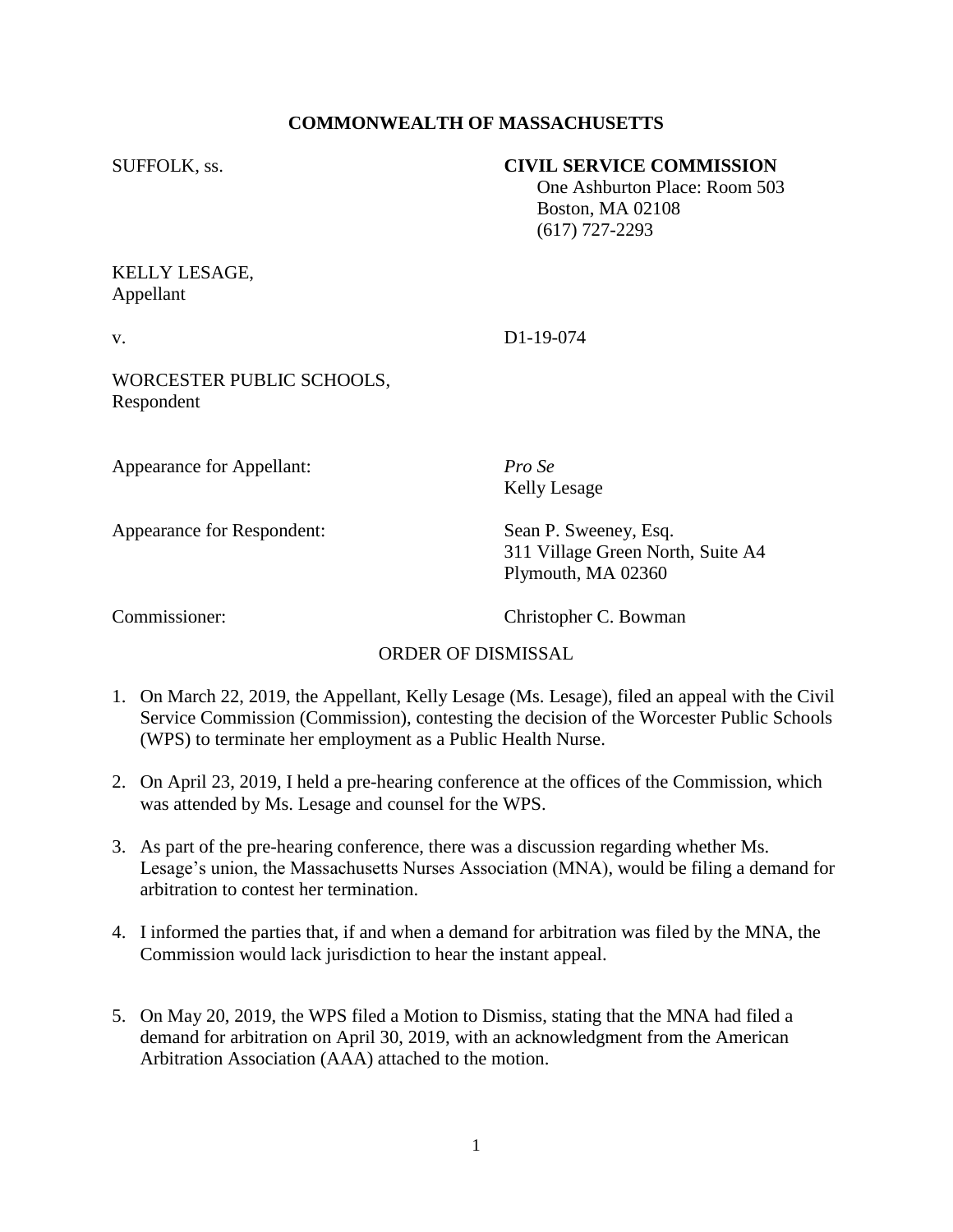**COMMONWEALTH OF MASSACHUSETTS**

SUFFOLK, ss.

**CIVIL SERVICE COMMISSION**
One Ashburton Place: Room 503
Boston, MA 02108
(617) 727-2293

KELLY LESAGE,
Appellant

v. D1-19-074

WORCESTER PUBLIC SCHOOLS,
Respondent

Appearance for Appellant: *Pro Se*
Kelly Lesage

Appearance for Respondent: Sean P. Sweeney, Esq.
311 Village Green North, Suite A4
Plymouth, MA 02360

Commissioner: Christopher C. Bowman

ORDER OF DISMISSAL

1. On March 22, 2019, the Appellant, Kelly Lesage (Ms. Lesage), filed an appeal with the Civil Service Commission (Commission), contesting the decision of the Worcester Public Schools (WPS) to terminate her employment as a Public Health Nurse.

2. On April 23, 2019, I held a pre-hearing conference at the offices of the Commission, which was attended by Ms. Lesage and counsel for the WPS.

3. As part of the pre-hearing conference, there was a discussion regarding whether Ms. Lesage's union, the Massachusetts Nurses Association (MNA), would be filing a demand for arbitration to contest her termination.

4. I informed the parties that, if and when a demand for arbitration was filed by the MNA, the Commission would lack jurisdiction to hear the instant appeal.

5. On May 20, 2019, the WPS filed a Motion to Dismiss, stating that the MNA had filed a demand for arbitration on April 30, 2019, with an acknowledgment from the American Arbitration Association (AAA) attached to the motion.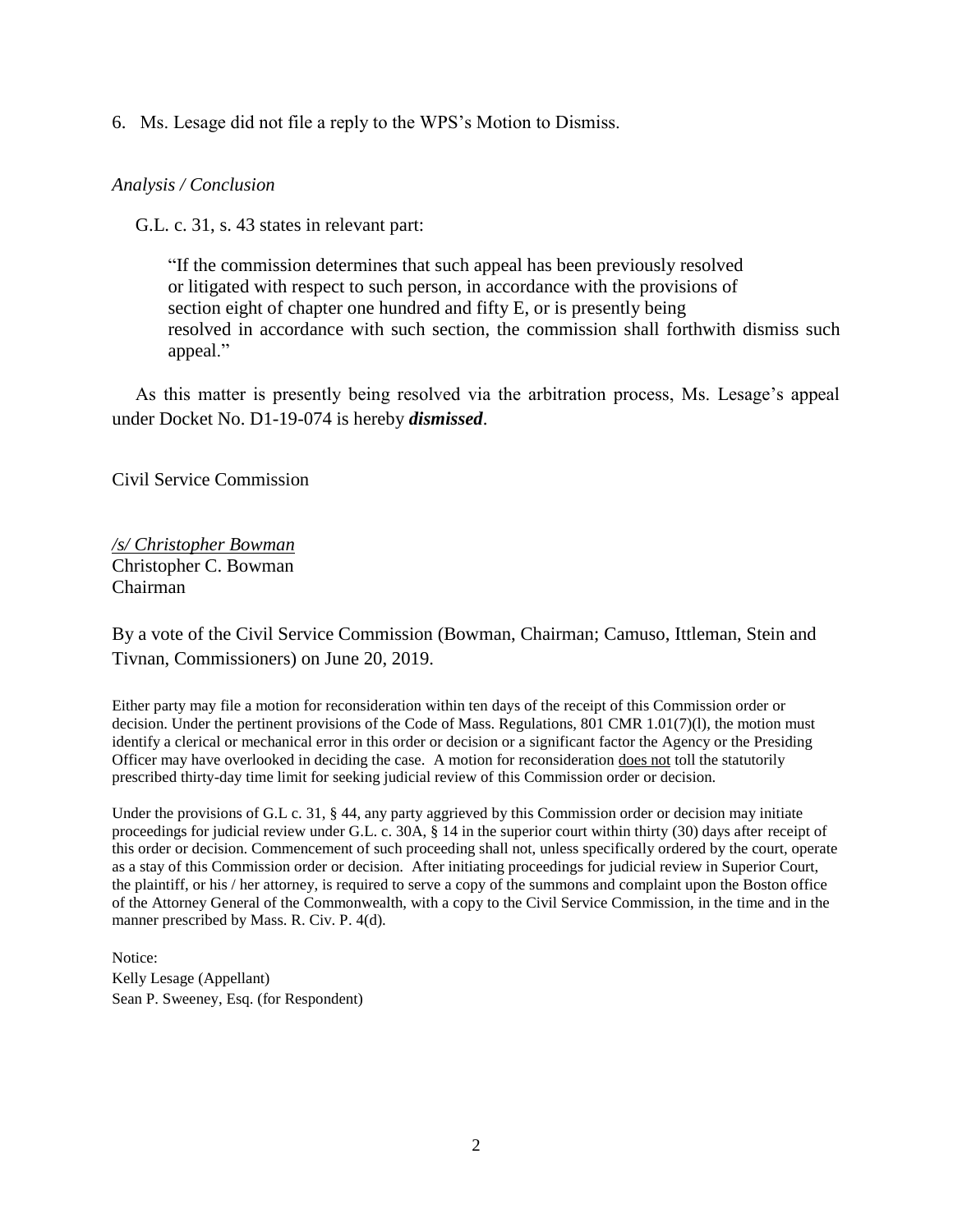6. Ms. Lesage did not file a reply to the WPS's Motion to Dismiss.

*Analysis / Conclusion*

G.L. c. 31, s. 43 states in relevant part:

> "If the commission determines that such appeal has been previously resolved or litigated with respect to such person, in accordance with the provisions of section eight of chapter one hundred and fifty E, or is presently being resolved in accordance with such section, the commission shall forthwith dismiss such appeal."

As this matter is presently being resolved via the arbitration process, Ms. Lesage's appeal under Docket No. D1-19-074 is hereby ***dismissed***.

Civil Service Commission

*/s/ Christopher Bowman*
Christopher C. Bowman
Chairman

By a vote of the Civil Service Commission (Bowman, Chairman; Camuso, Ittleman, Stein and Tivnan, Commissioners) on June 20, 2019.

Either party may file a motion for reconsideration within ten days of the receipt of this Commission order or decision. Under the pertinent provisions of the Code of Mass. Regulations, 801 CMR 1.01(7)(l), the motion must identify a clerical or mechanical error in this order or decision or a significant factor the Agency or the Presiding Officer may have overlooked in deciding the case. A motion for reconsideration does not toll the statutorily prescribed thirty-day time limit for seeking judicial review of this Commission order or decision.

Under the provisions of G.L c. 31, § 44, any party aggrieved by this Commission order or decision may initiate proceedings for judicial review under G.L. c. 30A, § 14 in the superior court within thirty (30) days after receipt of this order or decision. Commencement of such proceeding shall not, unless specifically ordered by the court, operate as a stay of this Commission order or decision. After initiating proceedings for judicial review in Superior Court, the plaintiff, or his / her attorney, is required to serve a copy of the summons and complaint upon the Boston office of the Attorney General of the Commonwealth, with a copy to the Civil Service Commission, in the time and in the manner prescribed by Mass. R. Civ. P. 4(d).

Notice:
Kelly Lesage (Appellant)
Sean P. Sweeney, Esq. (for Respondent)